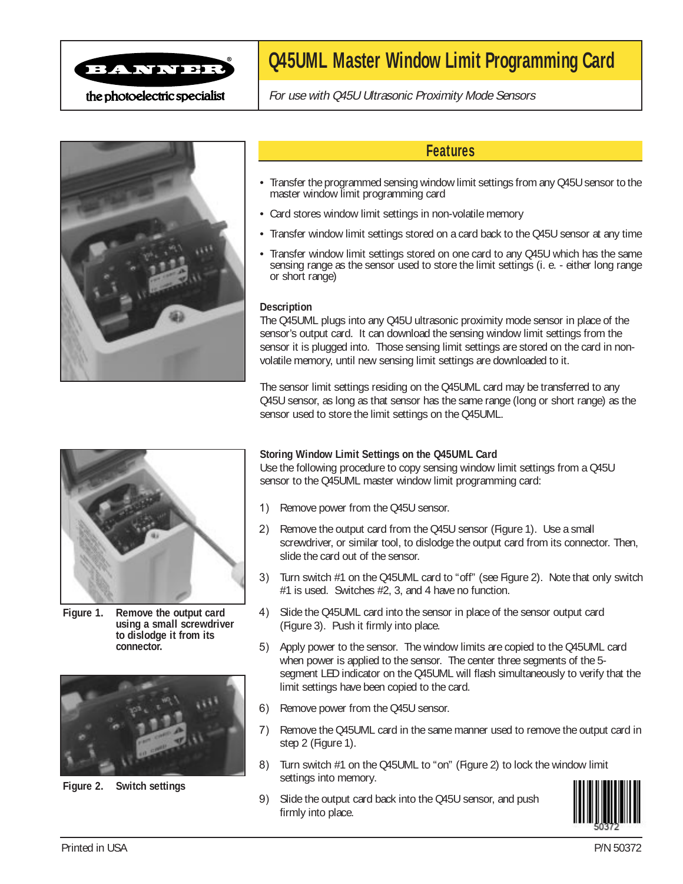# Q45UML Master Window Limit Programming Card

*For use with Q45U Ultrasonic Proximity Mode Sensors*

## Features

- Transfer the programmed sensing window limit settings from any Q45U sensor to the master window limit programming card
- Card stores window limit settings in non-volatile memory
- Transfer window limit settings stored on a card back to the Q45U sensor at any time
- Transfer window limit settings stored on one card to any Q45U which has the same sensing range as the sensor used to store the limit settings (i. e. - either long range or short range)

### Description

The Q45UML plugs into any Q45U ultrasonic proximity mode sensor in place of the sensor's output card. It can download the sensing window limit settings from the sensor it is plugged into. Those sensing limit settings are stored on the card in non-volatile memory, until new sensing limit settings are downloaded to it.

The sensor limit settings residing on the Q45UML card may be transferred to any Q45U sensor, as long as that sensor has the same range (long or short range) as the sensor used to store the limit settings on the Q45UML.

### Storing Window Limit Settings on the Q45UML Card

Use the following procedure to copy sensing window limit settings from a Q45U sensor to the Q45UML master window limit programming card:

1) Remove power from the Q45U sensor.
2) Remove the output card from the Q45U sensor (Figure 1). Use a small screwdriver, or similar tool, to dislodge the output card from its connector. Then, slide the card out of the sensor.
3) Turn switch #1 on the Q45UML card to "off" (see Figure 2). Note that only switch #1 is used. Switches #2, 3, and 4 have no function.
4) Slide the Q45UML card into the sensor in place of the sensor output card (Figure 3). Push it firmly into place.
5) Apply power to the sensor. The window limits are copied to the Q45UML card when power is applied to the sensor. The center three segments of the 5-segment LED indicator on the Q45UML will flash simultaneously to verify that the limit settings have been copied to the card.
6) Remove power from the Q45U sensor.
7) Remove the Q45UML card in the same manner used to remove the output card in step 2 (Figure 1).
8) Turn switch #1 on the Q45UML to "on" (Figure 2) to lock the window limit settings into memory.
9) Slide the output card back into the Q45U sensor, and push firmly into place.

**Figure 1. Remove the output card using a small screwdriver to dislodge it from its connector.**

**Figure 2. Switch settings**

Printed in USA

P/N 50372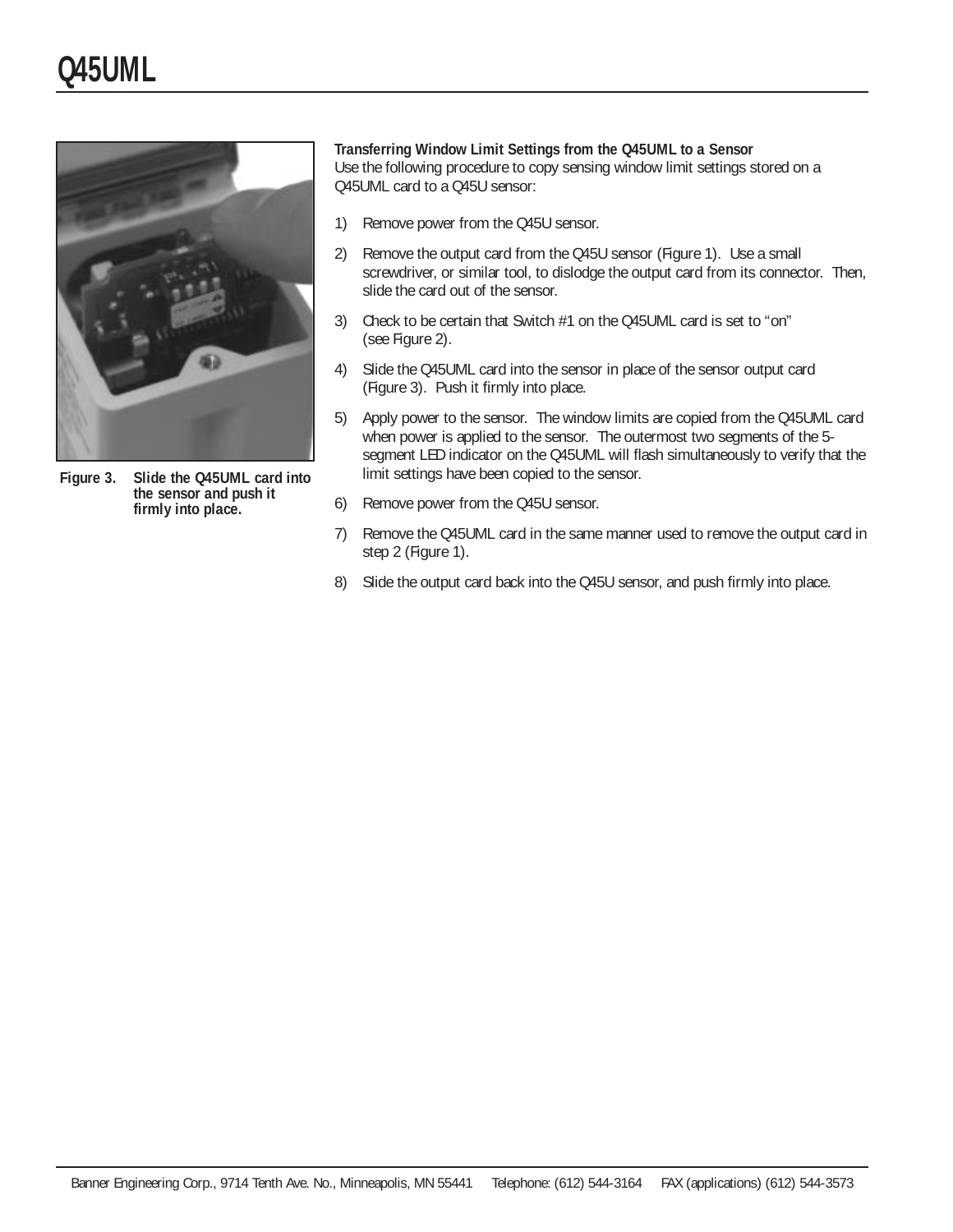Figure 3. Slide the Q45UML card into the sensor and push it firmly into place.

**Transferring Window Limit Settings from the Q45UML to a Sensor**

Use the following procedure to copy sensing window limit settings stored on a Q45UML card to a Q45U sensor:

1) Remove power from the Q45U sensor.

2) Remove the output card from the Q45U sensor (Figure 1). Use a small screwdriver, or similar tool, to dislodge the output card from its connector. Then, slide the card out of the sensor.

3) Check to be certain that Switch #1 on the Q45UML card is set to "on" (see Figure 2).

4) Slide the Q45UML card into the sensor in place of the sensor output card (Figure 3). Push it firmly into place.

5) Apply power to the sensor. The window limits are copied from the Q45UML card when power is applied to the sensor. The outermost two segments of the 5-segment LED indicator on the Q45UML will flash simultaneously to verify that the limit settings have been copied to the sensor.

6) Remove power from the Q45U sensor.

7) Remove the Q45UML card in the same manner used to remove the output card in step 2 (Figure 1).

8) Slide the output card back into the Q45U sensor, and push firmly into place.